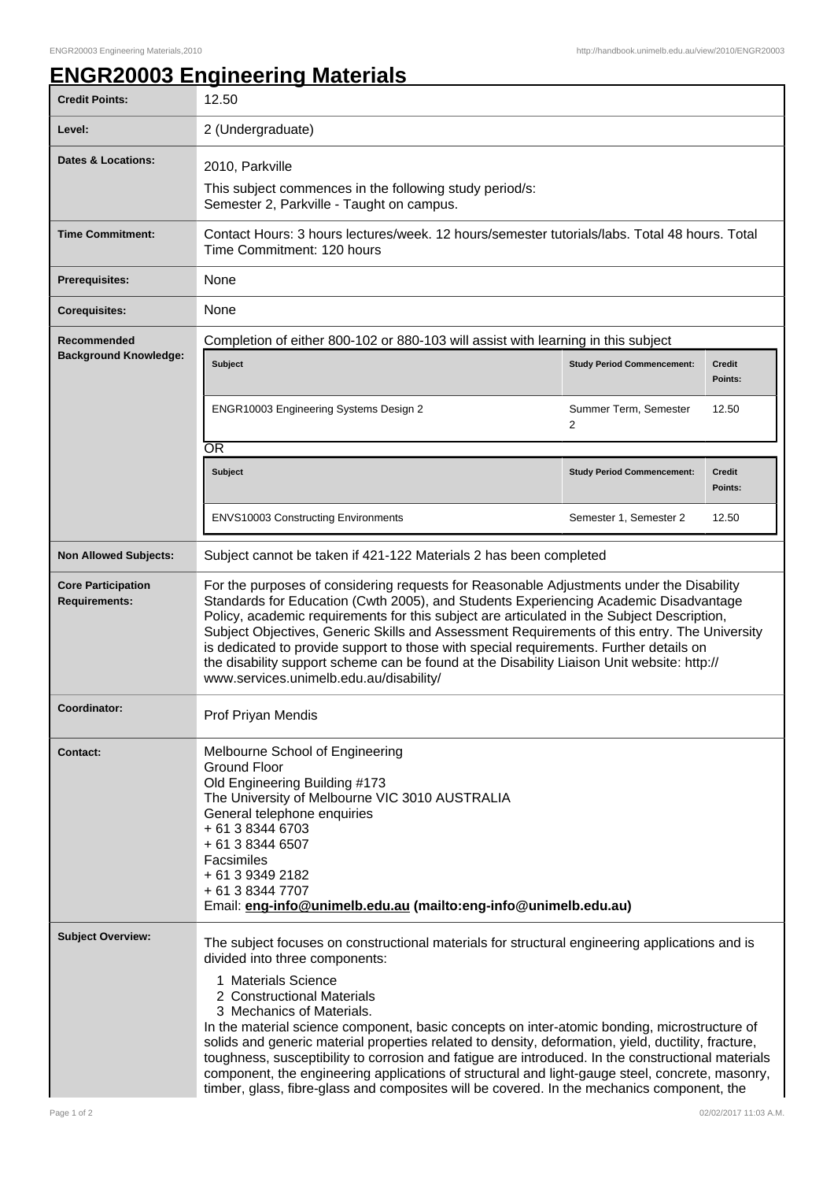# ENGR20003 Engineering Materials

| | |
|---|---|
| **Credit Points:** | 12.50 |
| **Level:** | 2 (Undergraduate) |
| **Dates & Locations:** | 2010, Parkville<br>This subject commences in the following study period/s:<br>Semester 2, Parkville - Taught on campus. |
| **Time Commitment:** | Contact Hours: 3 hours lectures/week. 12 hours/semester tutorials/labs. Total 48 hours. Total Time Commitment: 120 hours |
| **Prerequisites:** | None |
| **Corequisites:** | None |
| **Recommended Background Knowledge:** | Completion of either 800-102 or 880-103 will assist with learning in this subject<br><br>**Subject** / **Study Period Commencement:** / **Credit Points:**<br>ENGR10003 Engineering Systems Design 2 / Summer Term, Semester 2 / 12.50<br><br>OR<br><br>**Subject** / **Study Period Commencement:** / **Credit Points:**<br>ENVS10003 Constructing Environments / Semester 1, Semester 2 / 12.50 |
| **Non Allowed Subjects:** | Subject cannot be taken if 421-122 Materials 2 has been completed |
| **Core Participation Requirements:** | For the purposes of considering requests for Reasonable Adjustments under the Disability Standards for Education (Cwth 2005), and Students Experiencing Academic Disadvantage Policy, academic requirements for this subject are articulated in the Subject Description, Subject Objectives, Generic Skills and Assessment Requirements of this entry. The University is dedicated to provide support to those with special requirements. Further details on the disability support scheme can be found at the Disability Liaison Unit website: http://www.services.unimelb.edu.au/disability/ |
| **Coordinator:** | Prof Priyan Mendis |
| **Contact:** | Melbourne School of Engineering<br>Ground Floor<br>Old Engineering Building #173<br>The University of Melbourne VIC 3010 AUSTRALIA<br>General telephone enquiries<br>+ 61 3 8344 6703<br>+ 61 3 8344 6507<br>Facsimiles<br>+ 61 3 9349 2182<br>+ 61 3 8344 7707<br>Email: **eng-info@unimelb.edu.au (mailto:eng-info@unimelb.edu.au)** |
| **Subject Overview:** | The subject focuses on constructional materials for structural engineering applications and is divided into three components:<br>1 Materials Science<br>2 Constructional Materials<br>3 Mechanics of Materials.<br>In the material science component, basic concepts on inter-atomic bonding, microstructure of solids and generic material properties related to density, deformation, yield, ductility, fracture, toughness, susceptibility to corrosion and fatigue are introduced. In the constructional materials component, the engineering applications of structural and light-gauge steel, concrete, masonry, timber, glass, fibre-glass and composites will be covered. In the mechanics component, the |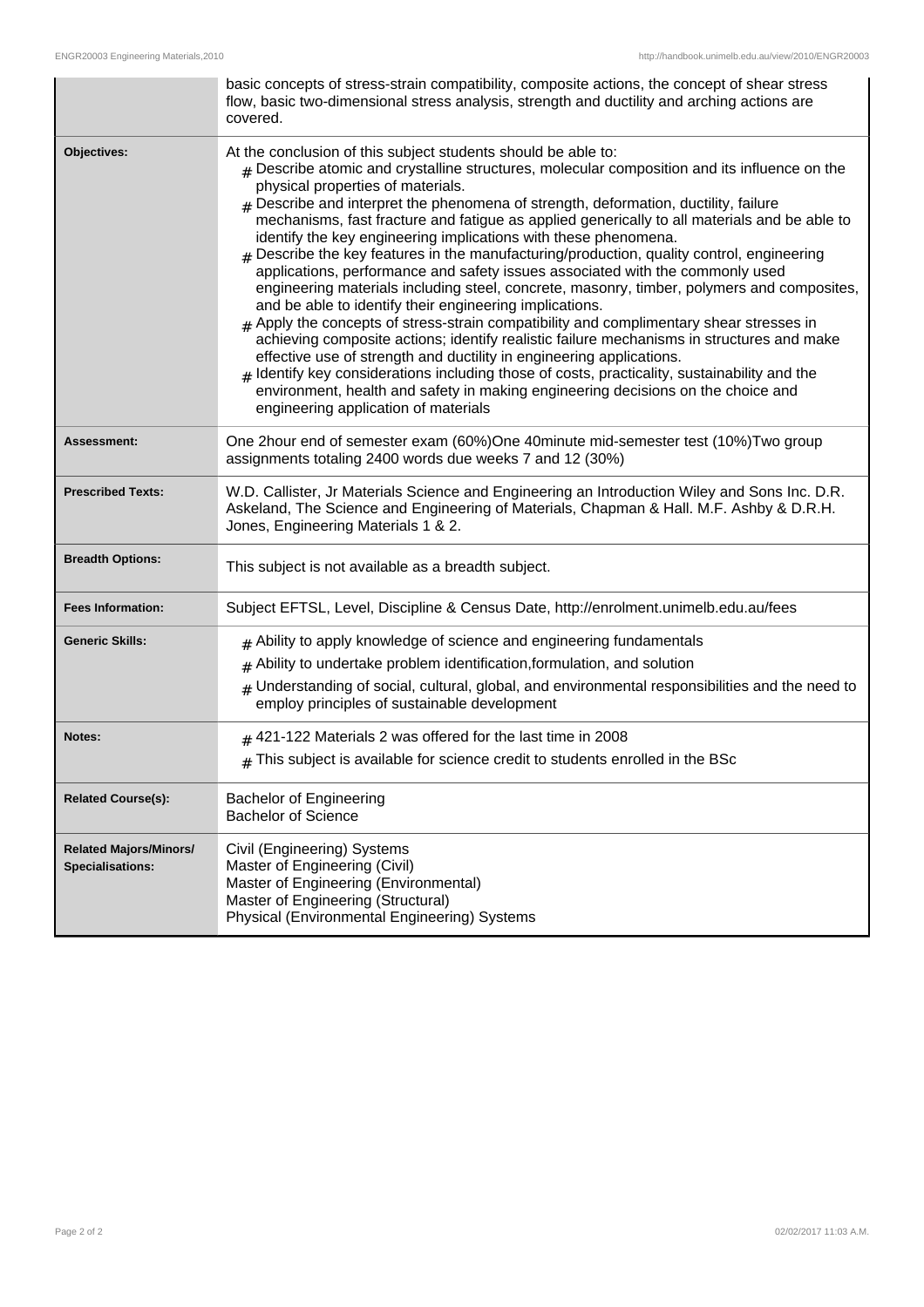| | |
|---|---|
| | basic concepts of stress-strain compatibility, composite actions, the concept of shear stress flow, basic two-dimensional stress analysis, strength and ductility and arching actions are covered. |
| **Objectives:** | At the conclusion of this subject students should be able to:<br># Describe atomic and crystalline structures, molecular composition and its influence on the physical properties of materials.<br># Describe and interpret the phenomena of strength, deformation, ductility, failure mechanisms, fast fracture and fatigue as applied generically to all materials and be able to identify the key engineering implications with these phenomena.<br># Describe the key features in the manufacturing/production, quality control, engineering applications, performance and safety issues associated with the commonly used engineering materials including steel, concrete, masonry, timber, polymers and composites, and be able to identify their engineering implications.<br># Apply the concepts of stress-strain compatibility and complimentary shear stresses in achieving composite actions; identify realistic failure mechanisms in structures and make effective use of strength and ductility in engineering applications.<br># Identify key considerations including those of costs, practicality, sustainability and the environment, health and safety in making engineering decisions on the choice and engineering application of materials |
| **Assessment:** | One 2hour end of semester exam (60%)One 40minute mid-semester test (10%)Two group assignments totaling 2400 words due weeks 7 and 12 (30%) |
| **Prescribed Texts:** | W.D. Callister, Jr Materials Science and Engineering an Introduction Wiley and Sons Inc. D.R. Askeland, The Science and Engineering of Materials, Chapman & Hall. M.F. Ashby & D.R.H. Jones, Engineering Materials 1 & 2. |
| **Breadth Options:** | This subject is not available as a breadth subject. |
| **Fees Information:** | Subject EFTSL, Level, Discipline & Census Date, http://enrolment.unimelb.edu.au/fees |
| **Generic Skills:** | # Ability to apply knowledge of science and engineering fundamentals<br># Ability to undertake problem identification,formulation, and solution<br># Understanding of social, cultural, global, and environmental responsibilities and the need to employ principles of sustainable development |
| **Notes:** | # 421-122 Materials 2 was offered for the last time in 2008<br># This subject is available for science credit to students enrolled in the BSc |
| **Related Course(s):** | Bachelor of Engineering<br>Bachelor of Science |
| **Related Majors/Minors/ Specialisations:** | Civil (Engineering) Systems<br>Master of Engineering (Civil)<br>Master of Engineering (Environmental)<br>Master of Engineering (Structural)<br>Physical (Environmental Engineering) Systems |